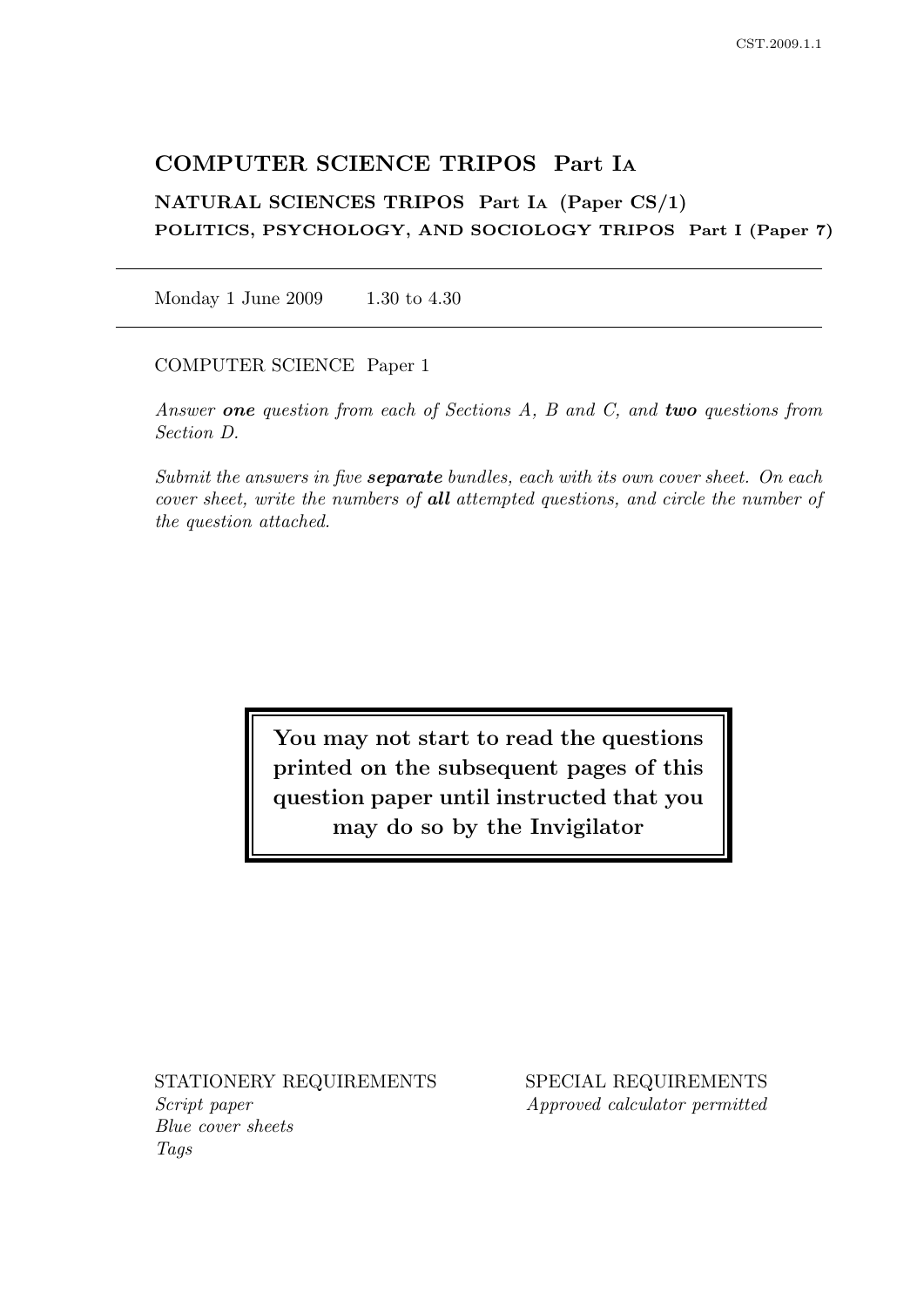# COMPUTER SCIENCE TRIPOS Part IA

## NATURAL SCIENCES TRIPOS Part IA (Paper CS/1)

### POLITICS, PSYCHOLOGY, AND SOCIOLOGY TRIPOS Part I (Paper 7)

---

Monday 1 June 2009    1.30 to 4.30

---

COMPUTER SCIENCE Paper 1

*Answer **one** question from each of Sections A, B and C, and **two** questions from Section D.*

*Submit the answers in five **separate** bundles, each with its own cover sheet. On each cover sheet, write the numbers of **all** attempted questions, and circle the number of the question attached.*

**You may not start to read the questions printed on the subsequent pages of this question paper until instructed that you may do so by the Invigilator**

STATIONERY REQUIREMENTS
*Script paper*
*Blue cover sheets*
*Tags*

SPECIAL REQUIREMENTS
*Approved calculator permitted*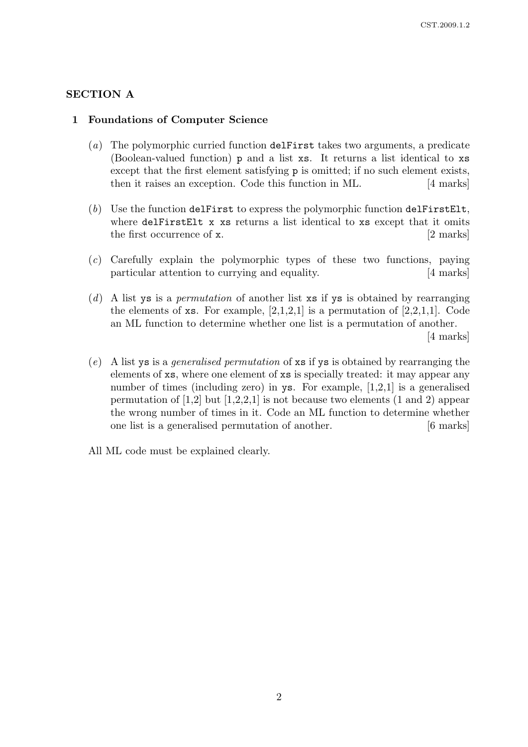## SECTION A

### 1 Foundations of Computer Science

(*a*) The polymorphic curried function `delFirst` takes two arguments, a predicate (Boolean-valued function) `p` and a list `xs`. It returns a list identical to `xs` except that the first element satisfying `p` is omitted; if no such element exists, then it raises an exception. Code this function in ML. [4 marks]

(*b*) Use the function `delFirst` to express the polymorphic function `delFirstElt`, where `delFirstElt x xs` returns a list identical to `xs` except that it omits the first occurrence of `x`. [2 marks]

(*c*) Carefully explain the polymorphic types of these two functions, paying particular attention to currying and equality. [4 marks]

(*d*) A list `ys` is a *permutation* of another list `xs` if `ys` is obtained by rearranging the elements of `xs`. For example, [2,1,2,1] is a permutation of [2,2,1,1]. Code an ML function to determine whether one list is a permutation of another. [4 marks]

(*e*) A list `ys` is a *generalised permutation* of `xs` if `ys` is obtained by rearranging the elements of `xs`, where one element of `xs` is specially treated: it may appear any number of times (including zero) in `ys`. For example, [1,2,1] is a generalised permutation of [1,2] but [1,2,2,1] is not because two elements (1 and 2) appear the wrong number of times in it. Code an ML function to determine whether one list is a generalised permutation of another. [6 marks]

All ML code must be explained clearly.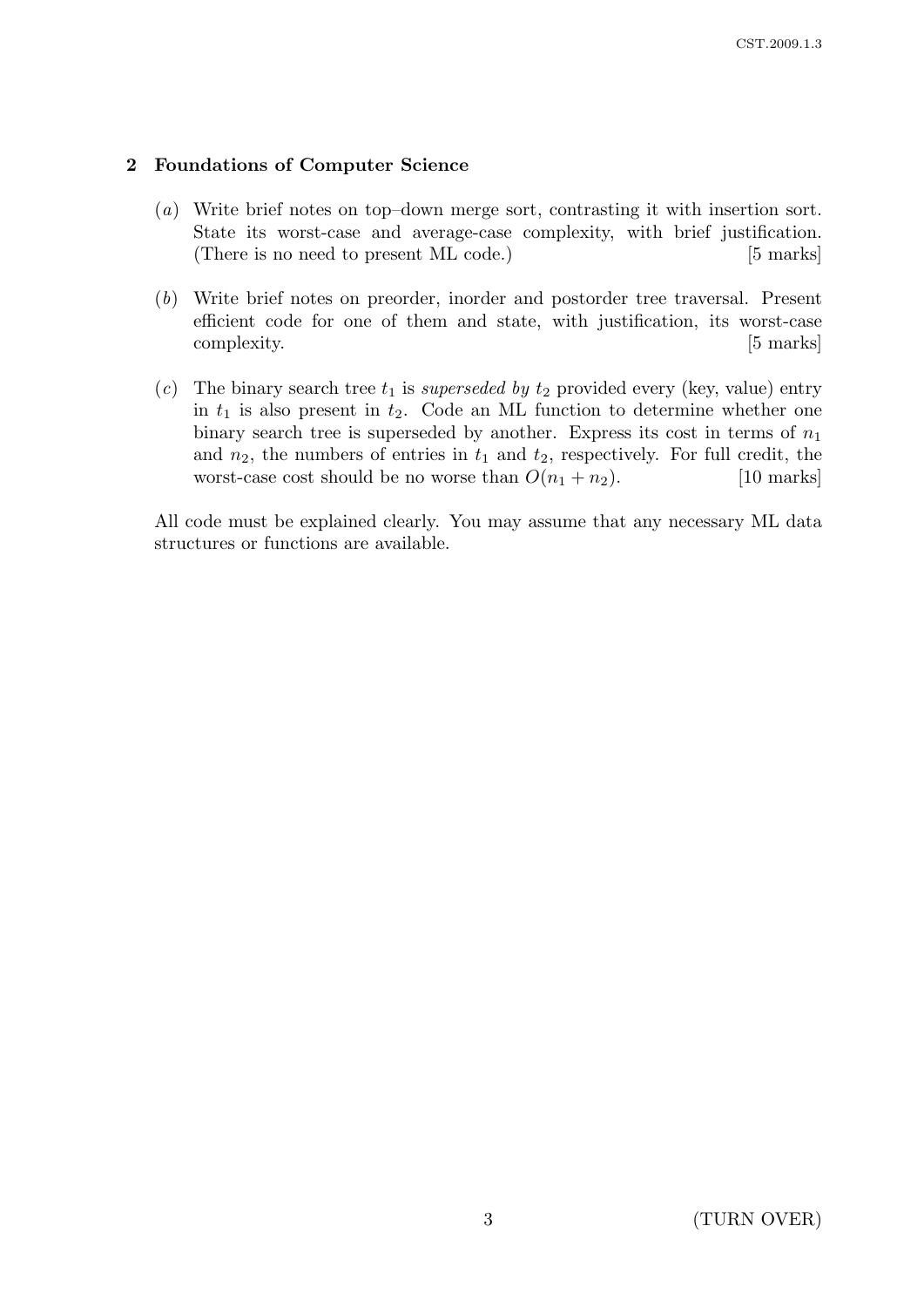## 2 Foundations of Computer Science

(*a*) Write brief notes on top–down merge sort, contrasting it with insertion sort. State its worst-case and average-case complexity, with brief justification. (There is no need to present ML code.) [5 marks]

(*b*) Write brief notes on preorder, inorder and postorder tree traversal. Present efficient code for one of them and state, with justification, its worst-case complexity. [5 marks]

(*c*) The binary search tree $t_1$ is *superseded by* $t_2$ provided every (key, value) entry in $t_1$ is also present in $t_2$. Code an ML function to determine whether one binary search tree is superseded by another. Express its cost in terms of $n_1$ and $n_2$, the numbers of entries in $t_1$ and $t_2$, respectively. For full credit, the worst-case cost should be no worse than $O(n_1 + n_2)$. [10 marks]

All code must be explained clearly. You may assume that any necessary ML data structures or functions are available.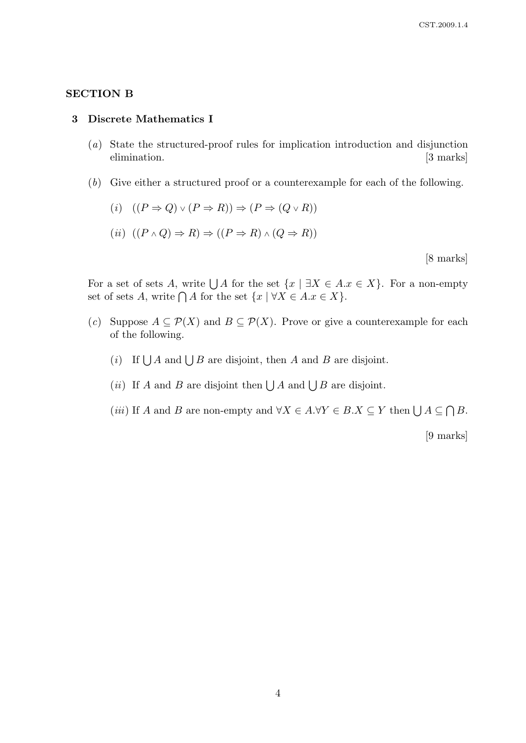## SECTION B

### 3 Discrete Mathematics I

(*a*) State the structured-proof rules for implication introduction and disjunction elimination. [3 marks]

(*b*) Give either a structured proof or a counterexample for each of the following.

(*i*) $((P \Rightarrow Q) \vee (P \Rightarrow R)) \Rightarrow (P \Rightarrow (Q \vee R))$

(*ii*) $((P \wedge Q) \Rightarrow R) \Rightarrow ((P \Rightarrow R) \wedge (Q \Rightarrow R))$

[8 marks]

For a set of sets $A$, write $\bigcup A$ for the set $\{x \mid \exists X \in A.x \in X\}$. For a non-empty set of sets $A$, write $\bigcap A$ for the set $\{x \mid \forall X \in A.x \in X\}$.

(*c*) Suppose $A \subseteq \mathcal{P}(X)$ and $B \subseteq \mathcal{P}(X)$. Prove or give a counterexample for each of the following.

(*i*) If $\bigcup A$ and $\bigcup B$ are disjoint, then $A$ and $B$ are disjoint.

(*ii*) If $A$ and $B$ are disjoint then $\bigcup A$ and $\bigcup B$ are disjoint.

(*iii*) If $A$ and $B$ are non-empty and $\forall X \in A.\forall Y \in B.X \subseteq Y$ then $\bigcup A \subseteq \bigcap B$.

[9 marks]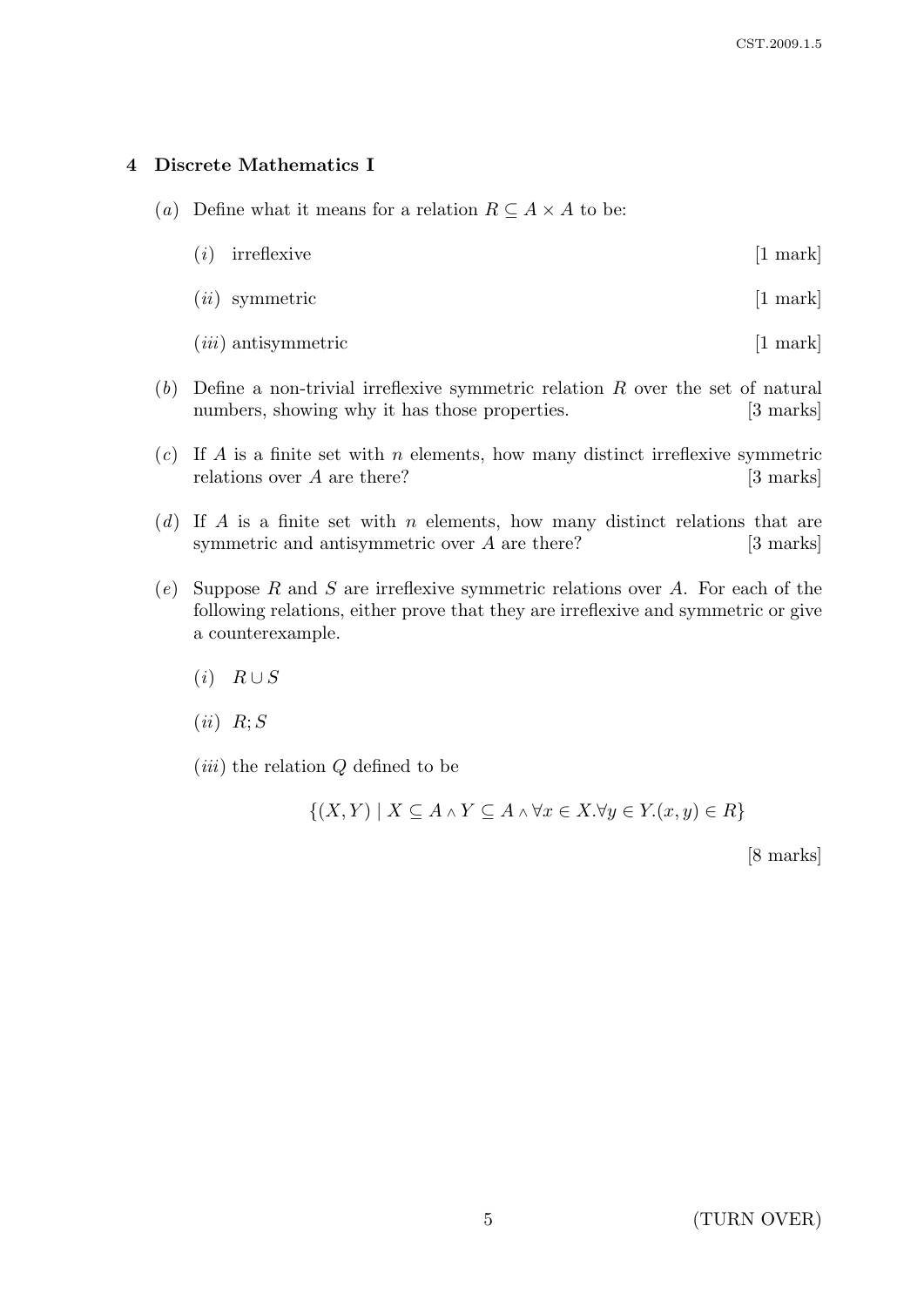## 4 Discrete Mathematics I

(*a*) Define what it means for a relation $R \subseteq A \times A$ to be:

(*i*) irreflexive [1 mark]

(*ii*) symmetric [1 mark]

(*iii*) antisymmetric [1 mark]

(*b*) Define a non-trivial irreflexive symmetric relation $R$ over the set of natural numbers, showing why it has those properties. [3 marks]

(*c*) If $A$ is a finite set with $n$ elements, how many distinct irreflexive symmetric relations over $A$ are there? [3 marks]

(*d*) If $A$ is a finite set with $n$ elements, how many distinct relations that are symmetric and antisymmetric over $A$ are there? [3 marks]

(*e*) Suppose $R$ and $S$ are irreflexive symmetric relations over $A$. For each of the following relations, either prove that they are irreflexive and symmetric or give a counterexample.

(*i*) $R \cup S$

(*ii*) $R; S$

(*iii*) the relation $Q$ defined to be

$$\{(X, Y) \mid X \subseteq A \wedge Y \subseteq A \wedge \forall x \in X . \forall y \in Y . (x, y) \in R\}$$

[8 marks]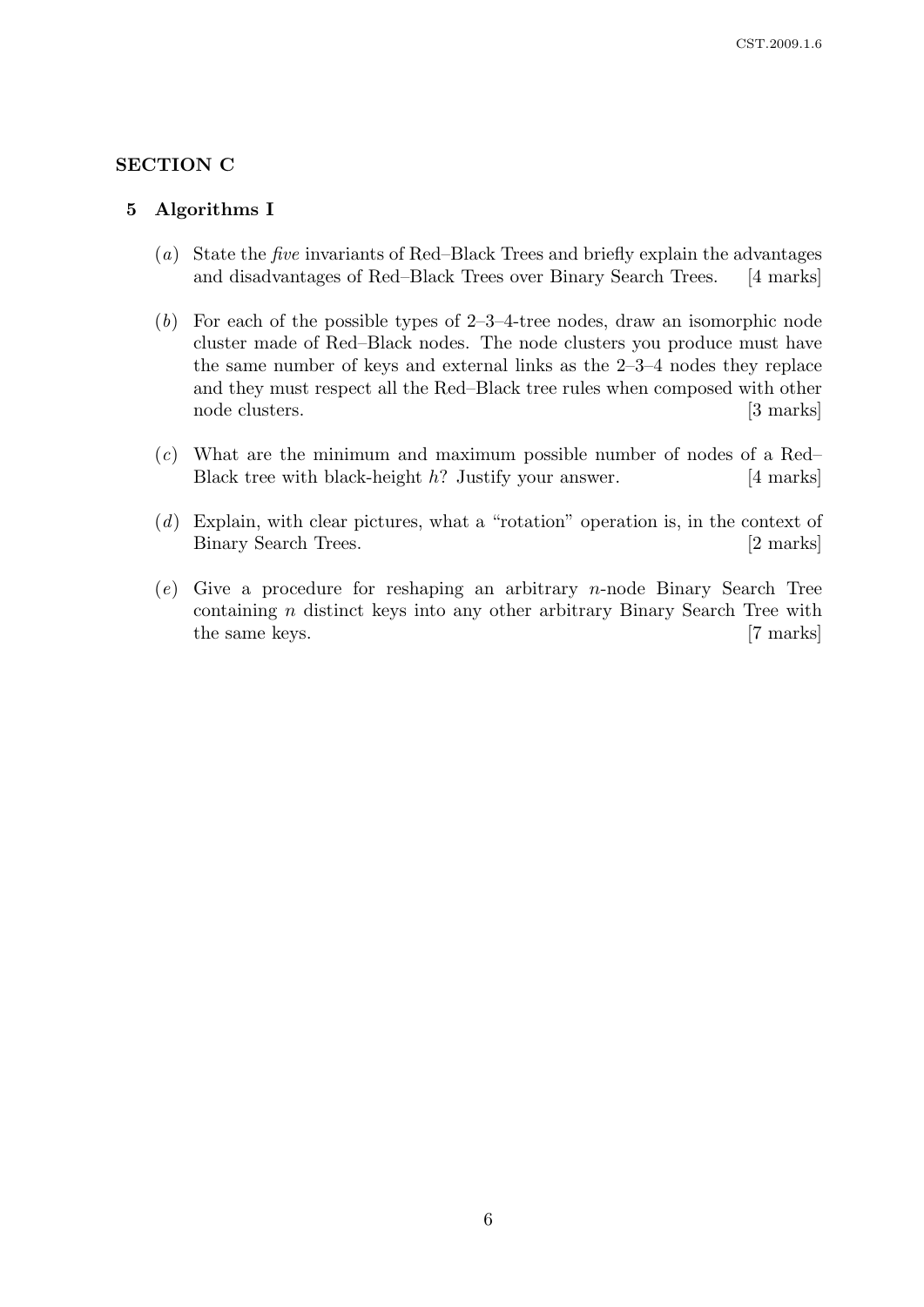## SECTION C

### 5 Algorithms I

(*a*) State the *five* invariants of Red–Black Trees and briefly explain the advantages and disadvantages of Red–Black Trees over Binary Search Trees. [4 marks]

(*b*) For each of the possible types of 2–3–4-tree nodes, draw an isomorphic node cluster made of Red–Black nodes. The node clusters you produce must have the same number of keys and external links as the 2–3–4 nodes they replace and they must respect all the Red–Black tree rules when composed with other node clusters. [3 marks]

(*c*) What are the minimum and maximum possible number of nodes of a Red–Black tree with black-height $h$? Justify your answer. [4 marks]

(*d*) Explain, with clear pictures, what a "rotation" operation is, in the context of Binary Search Trees. [2 marks]

(*e*) Give a procedure for reshaping an arbitrary $n$-node Binary Search Tree containing $n$ distinct keys into any other arbitrary Binary Search Tree with the same keys. [7 marks]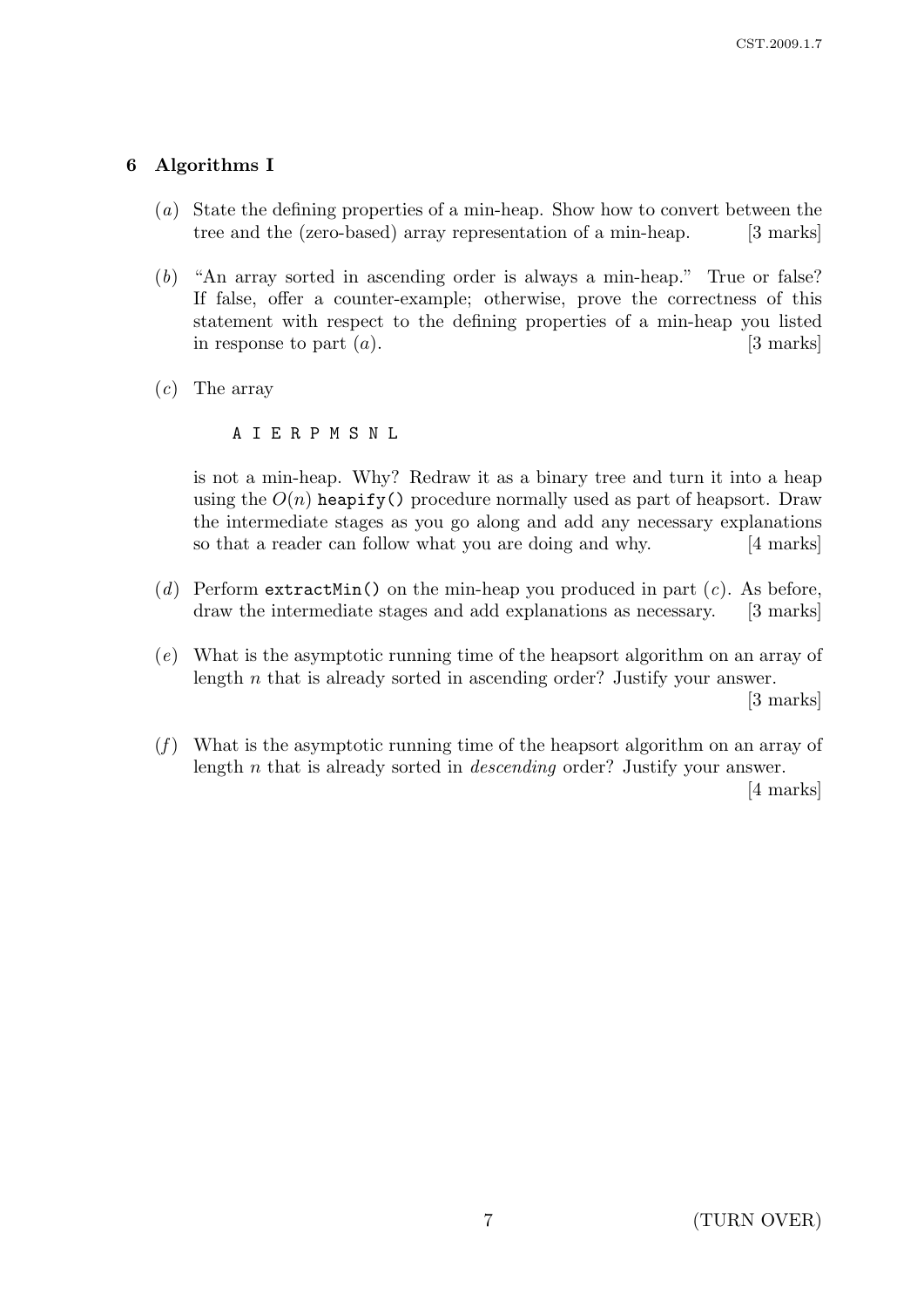## 6 Algorithms I

(*a*) State the defining properties of a min-heap. Show how to convert between the tree and the (zero-based) array representation of a min-heap. [3 marks]

(*b*) "An array sorted in ascending order is always a min-heap." True or false? If false, offer a counter-example; otherwise, prove the correctness of this statement with respect to the defining properties of a min-heap you listed in response to part (*a*). [3 marks]

(*c*) The array

```
A I E R P M S N L
```

is not a min-heap. Why? Redraw it as a binary tree and turn it into a heap using the $O(n)$ `heapify()` procedure normally used as part of heapsort. Draw the intermediate stages as you go along and add any necessary explanations so that a reader can follow what you are doing and why. [4 marks]

(*d*) Perform `extractMin()` on the min-heap you produced in part (*c*). As before, draw the intermediate stages and add explanations as necessary. [3 marks]

(*e*) What is the asymptotic running time of the heapsort algorithm on an array of length $n$ that is already sorted in ascending order? Justify your answer. [3 marks]

(*f*) What is the asymptotic running time of the heapsort algorithm on an array of length $n$ that is already sorted in *descending* order? Justify your answer. [4 marks]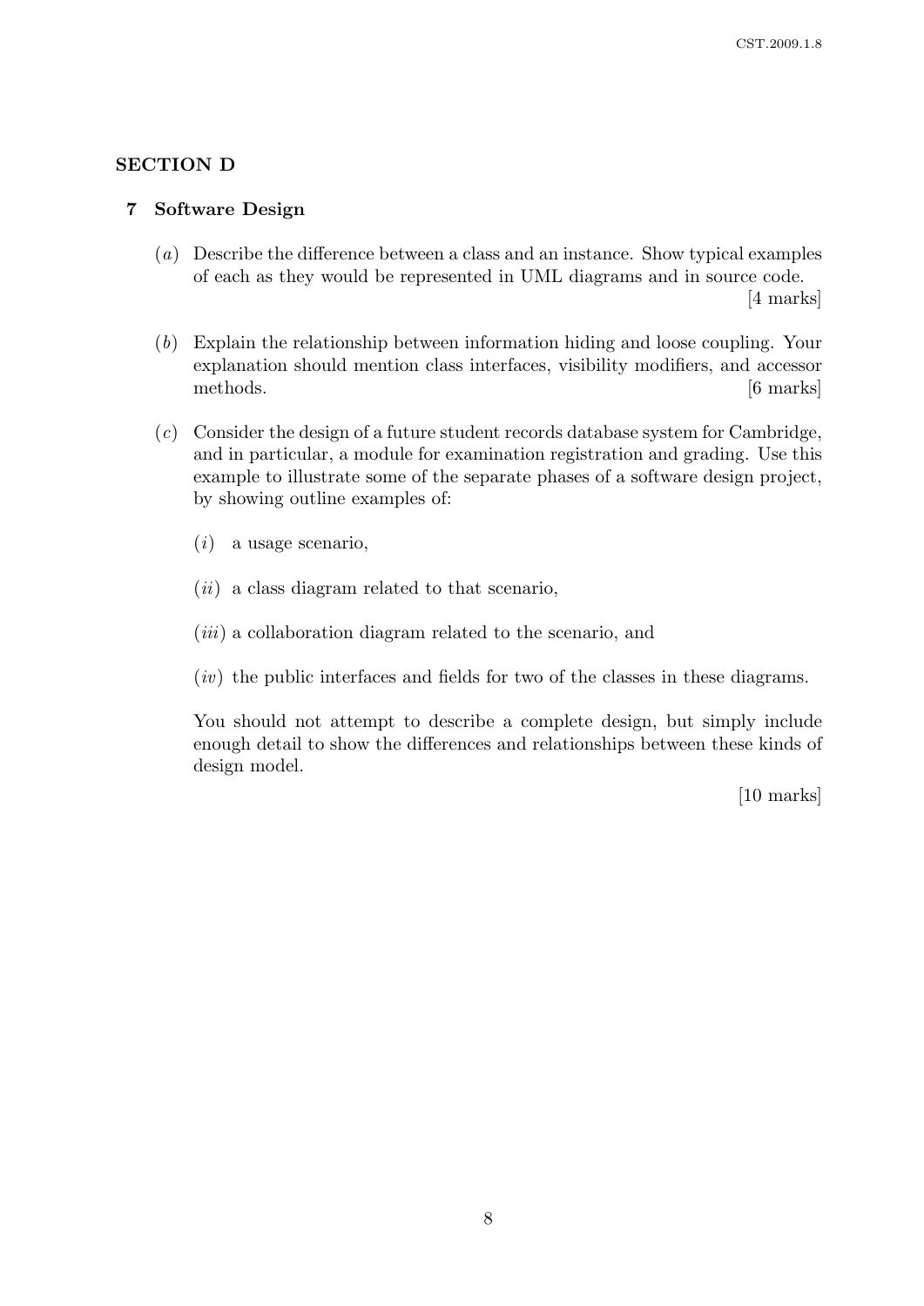## SECTION D

### 7 Software Design

(*a*) Describe the difference between a class and an instance. Show typical examples of each as they would be represented in UML diagrams and in source code. [4 marks]

(*b*) Explain the relationship between information hiding and loose coupling. Your explanation should mention class interfaces, visibility modifiers, and accessor methods. [6 marks]

(*c*) Consider the design of a future student records database system for Cambridge, and in particular, a module for examination registration and grading. Use this example to illustrate some of the separate phases of a software design project, by showing outline examples of:

(*i*) a usage scenario,

(*ii*) a class diagram related to that scenario,

(*iii*) a collaboration diagram related to the scenario, and

(*iv*) the public interfaces and fields for two of the classes in these diagrams.

You should not attempt to describe a complete design, but simply include enough detail to show the differences and relationships between these kinds of design model.

[10 marks]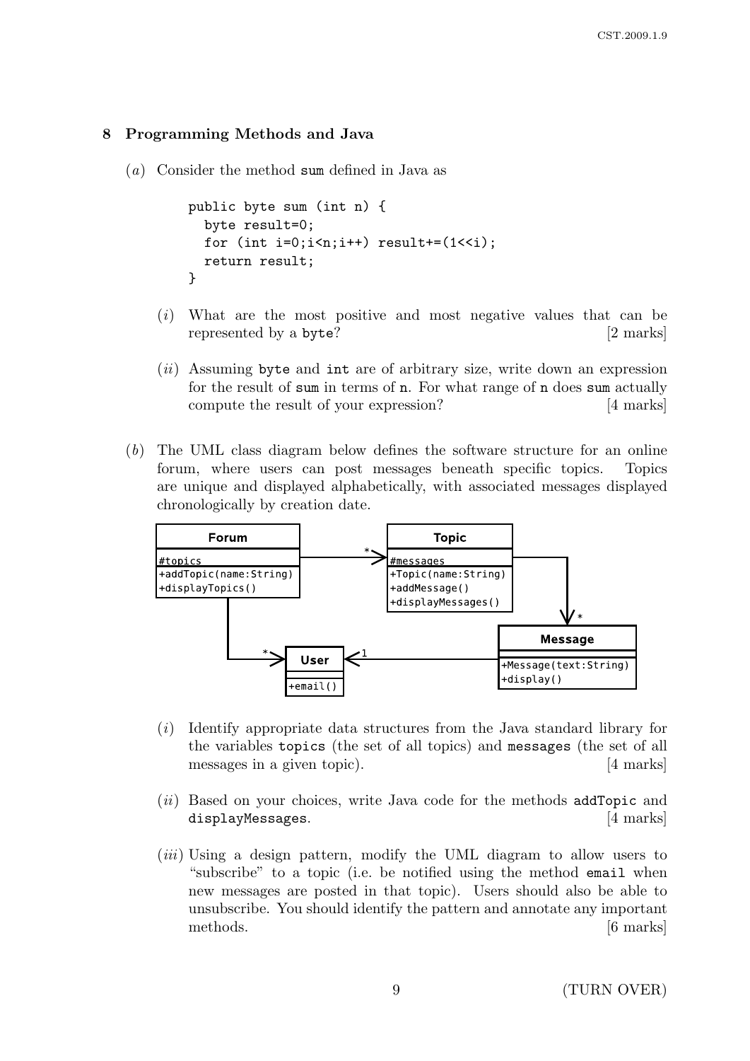## 8 Programming Methods and Java

(*a*) Consider the method `sum` defined in Java as

```
public byte sum (int n) {
  byte result=0;
  for (int i=0;i<n;i++) result+=(1<<i);
  return result;
}
```

(*i*) What are the most positive and most negative values that can be represented by a `byte`? [2 marks]

(*ii*) Assuming `byte` and `int` are of arbitrary size, write down an expression for the result of `sum` in terms of `n`. For what range of `n` does `sum` actually compute the result of your expression? [4 marks]

(*b*) The UML class diagram below defines the software structure for an online forum, where users can post messages beneath specific topics. Topics are unique and displayed alphabetically, with associated messages displayed chronologically by creation date.

| Class | Attributes | Methods |
|---|---|---|
| Forum | #topics | +addTopic(name:String), +displayTopics() |
| Topic | #messages | +Topic(name:String), +addMessage(), +displayMessages() |
| Message | | +Message(text:String), +display() |
| User | | +email() |

Associations: Forum → Topic (*); Topic → Message (*); Forum → User (*); Message → User (1).

(*i*) Identify appropriate data structures from the Java standard library for the variables `topics` (the set of all topics) and `messages` (the set of all messages in a given topic). [4 marks]

(*ii*) Based on your choices, write Java code for the methods `addTopic` and `displayMessages`. [4 marks]

(*iii*) Using a design pattern, modify the UML diagram to allow users to "subscribe" to a topic (i.e. be notified using the method `email` when new messages are posted in that topic). Users should also be able to unsubscribe. You should identify the pattern and annotate any important methods. [6 marks]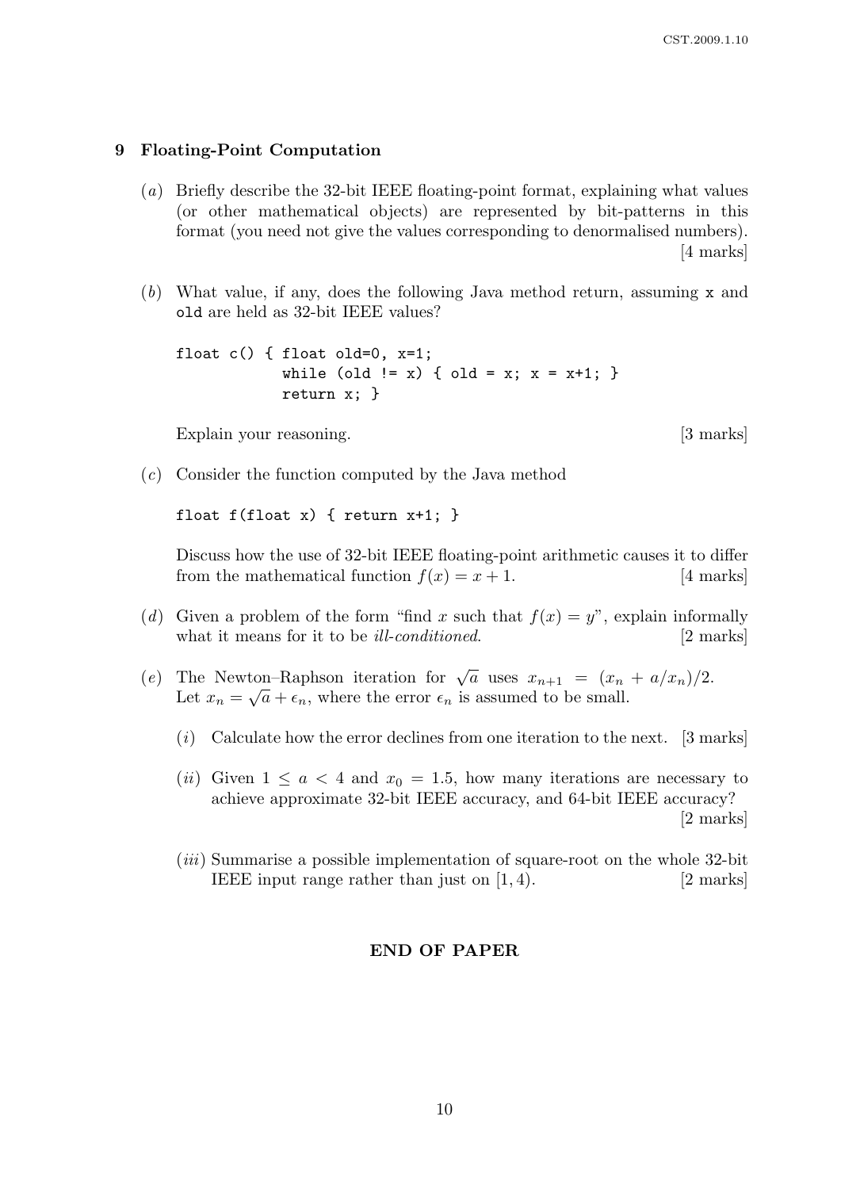## 9 Floating-Point Computation

(*a*) Briefly describe the 32-bit IEEE floating-point format, explaining what values (or other mathematical objects) are represented by bit-patterns in this format (you need not give the values corresponding to denormalised numbers). [4 marks]

(*b*) What value, if any, does the following Java method return, assuming `x` and `old` are held as 32-bit IEEE values?

```
float c() { float old=0, x=1;
            while (old != x) { old = x; x = x+1; }
            return x; }
```

Explain your reasoning. [3 marks]

(*c*) Consider the function computed by the Java method

```
float f(float x) { return x+1; }
```

Discuss how the use of 32-bit IEEE floating-point arithmetic causes it to differ from the mathematical function $f(x) = x + 1$. [4 marks]

(*d*) Given a problem of the form "find $x$ such that $f(x) = y$", explain informally what it means for it to be *ill-conditioned*. [2 marks]

(*e*) The Newton–Raphson iteration for $\sqrt{a}$ uses $x_{n+1} = (x_n + a/x_n)/2$. Let $x_n = \sqrt{a} + \epsilon_n$, where the error $\epsilon_n$ is assumed to be small.

(*i*) Calculate how the error declines from one iteration to the next. [3 marks]

(*ii*) Given $1 \le a < 4$ and $x_0 = 1.5$, how many iterations are necessary to achieve approximate 32-bit IEEE accuracy, and 64-bit IEEE accuracy? [2 marks]

(*iii*) Summarise a possible implementation of square-root on the whole 32-bit IEEE input range rather than just on $[1, 4)$. [2 marks]

**END OF PAPER**